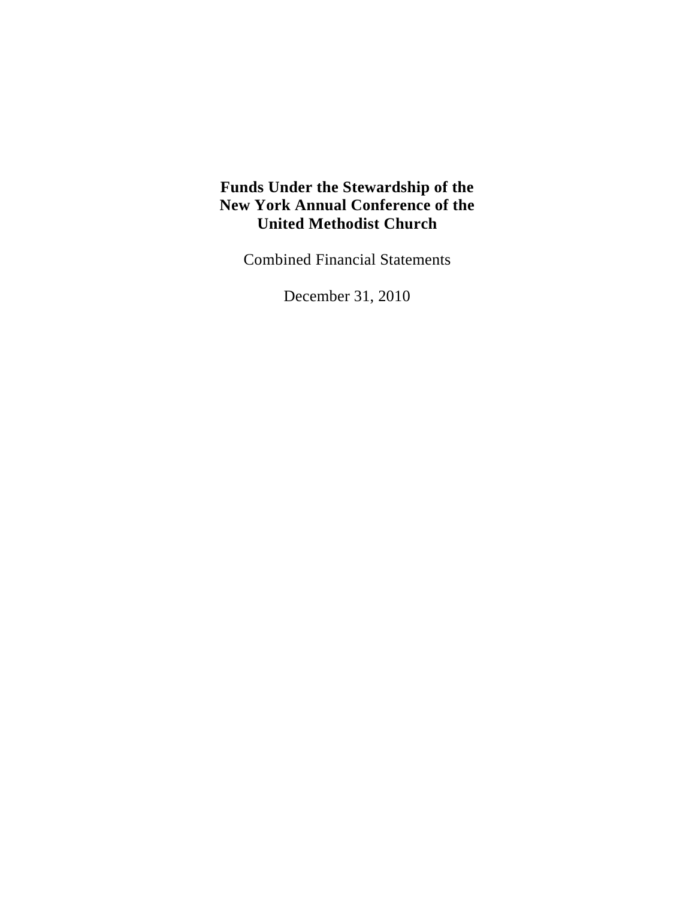# Funds Under the Stewardship of the New York Annual Conference of the United Methodist Church

Combined Financial Statements

December 31, 2010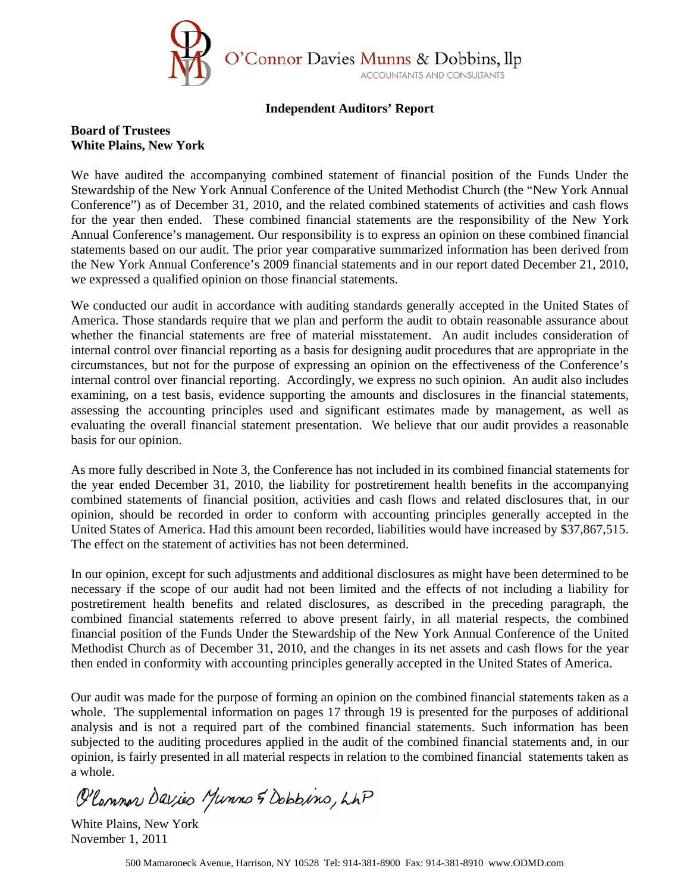O'Connor Davies Munns & Dobbins, llp
ACCOUNTANTS AND CONSULTANTS

## Independent Auditors' Report

**Board of Trustees**
**White Plains, New York**

We have audited the accompanying combined statement of financial position of the Funds Under the Stewardship of the New York Annual Conference of the United Methodist Church (the "New York Annual Conference") as of December 31, 2010, and the related combined statements of activities and cash flows for the year then ended. These combined financial statements are the responsibility of the New York Annual Conference's management. Our responsibility is to express an opinion on these combined financial statements based on our audit. The prior year comparative summarized information has been derived from the New York Annual Conference's 2009 financial statements and in our report dated December 21, 2010, we expressed a qualified opinion on those financial statements.

We conducted our audit in accordance with auditing standards generally accepted in the United States of America. Those standards require that we plan and perform the audit to obtain reasonable assurance about whether the financial statements are free of material misstatement. An audit includes consideration of internal control over financial reporting as a basis for designing audit procedures that are appropriate in the circumstances, but not for the purpose of expressing an opinion on the effectiveness of the Conference's internal control over financial reporting. Accordingly, we express no such opinion. An audit also includes examining, on a test basis, evidence supporting the amounts and disclosures in the financial statements, assessing the accounting principles used and significant estimates made by management, as well as evaluating the overall financial statement presentation. We believe that our audit provides a reasonable basis for our opinion.

As more fully described in Note 3, the Conference has not included in its combined financial statements for the year ended December 31, 2010, the liability for postretirement health benefits in the accompanying combined statements of financial position, activities and cash flows and related disclosures that, in our opinion, should be recorded in order to conform with accounting principles generally accepted in the United States of America. Had this amount been recorded, liabilities would have increased by $37,867,515. The effect on the statement of activities has not been determined.

In our opinion, except for such adjustments and additional disclosures as might have been determined to be necessary if the scope of our audit had not been limited and the effects of not including a liability for postretirement health benefits and related disclosures, as described in the preceding paragraph, the combined financial statements referred to above present fairly, in all material respects, the combined financial position of the Funds Under the Stewardship of the New York Annual Conference of the United Methodist Church as of December 31, 2010, and the changes in its net assets and cash flows for the year then ended in conformity with accounting principles generally accepted in the United States of America.

Our audit was made for the purpose of forming an opinion on the combined financial statements taken as a whole. The supplemental information on pages 17 through 19 is presented for the purposes of additional analysis and is not a required part of the combined financial statements. Such information has been subjected to the auditing procedures applied in the audit of the combined financial statements and, in our opinion, is fairly presented in all material respects in relation to the combined financial statements taken as a whole.

*O'Connor Davies Munns & Dobbins, LLP*

White Plains, New York
November 1, 2011

500 Mamaroneck Avenue, Harrison, NY 10528 Tel: 914-381-8900 Fax: 914-381-8910 www.ODMD.com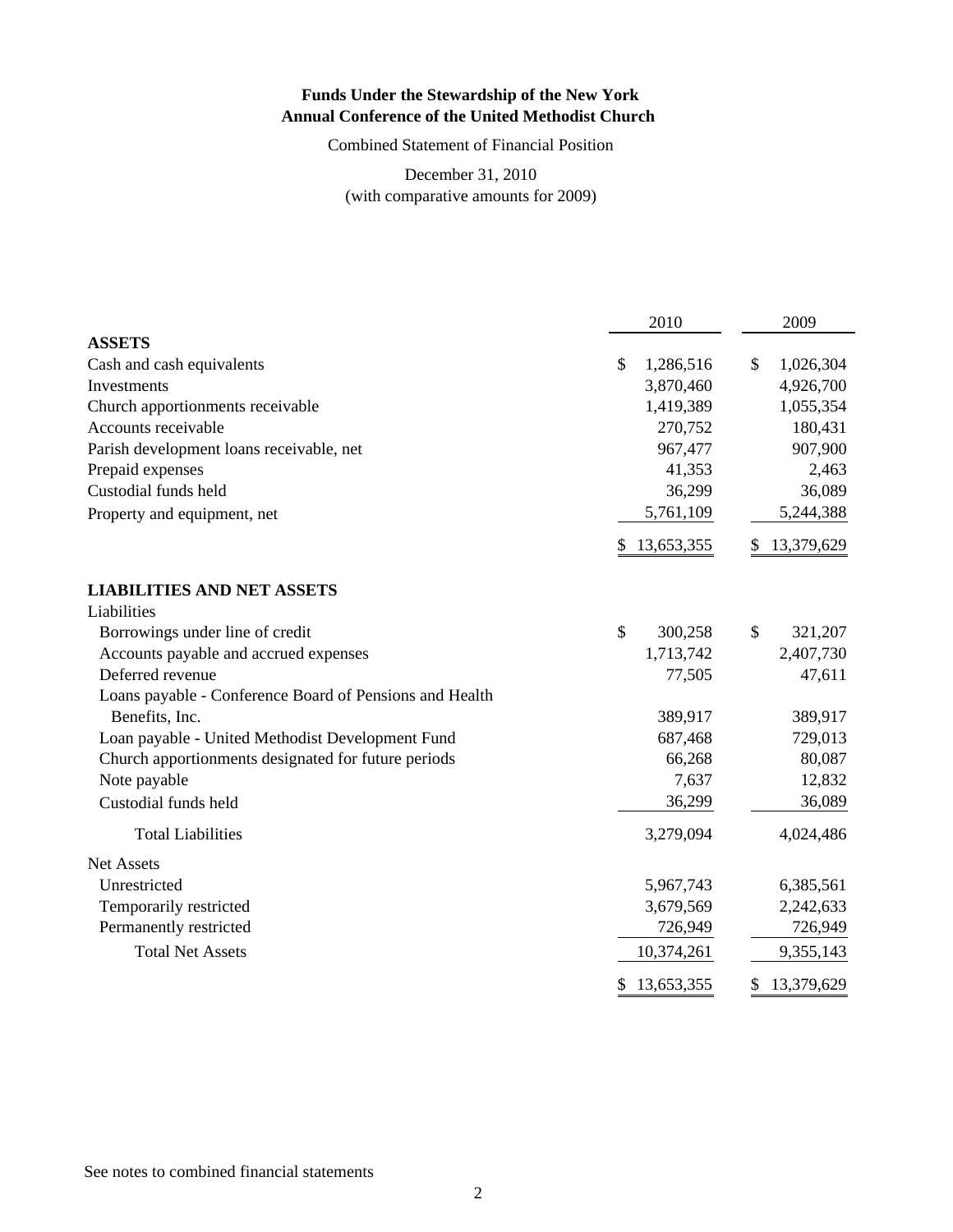**Funds Under the Stewardship of the New York**
**Annual Conference of the United Methodist Church**

Combined Statement of Financial Position

December 31, 2010
(with comparative amounts for 2009)

| | 2010 | 2009 |
|---|---|---|
| **ASSETS** | | |
| Cash and cash equivalents | $ 1,286,516 | $ 1,026,304 |
| Investments | 3,870,460 | 4,926,700 |
| Church apportionments receivable | 1,419,389 | 1,055,354 |
| Accounts receivable | 270,752 | 180,431 |
| Parish development loans receivable, net | 967,477 | 907,900 |
| Prepaid expenses | 41,353 | 2,463 |
| Custodial funds held | 36,299 | 36,089 |
| Property and equipment, net | 5,761,109 | 5,244,388 |
| | $ 13,653,355 | $ 13,379,629 |
| **LIABILITIES AND NET ASSETS** | | |
| Liabilities | | |
| Borrowings under line of credit | $ 300,258 | $ 321,207 |
| Accounts payable and accrued expenses | 1,713,742 | 2,407,730 |
| Deferred revenue | 77,505 | 47,611 |
| Loans payable - Conference Board of Pensions and Health Benefits, Inc. | 389,917 | 389,917 |
| Loan payable - United Methodist Development Fund | 687,468 | 729,013 |
| Church apportionments designated for future periods | 66,268 | 80,087 |
| Note payable | 7,637 | 12,832 |
| Custodial funds held | 36,299 | 36,089 |
| Total Liabilities | 3,279,094 | 4,024,486 |
| Net Assets | | |
| Unrestricted | 5,967,743 | 6,385,561 |
| Temporarily restricted | 3,679,569 | 2,242,633 |
| Permanently restricted | 726,949 | 726,949 |
| Total Net Assets | 10,374,261 | 9,355,143 |
| | $ 13,653,355 | $ 13,379,629 |

See notes to combined financial statements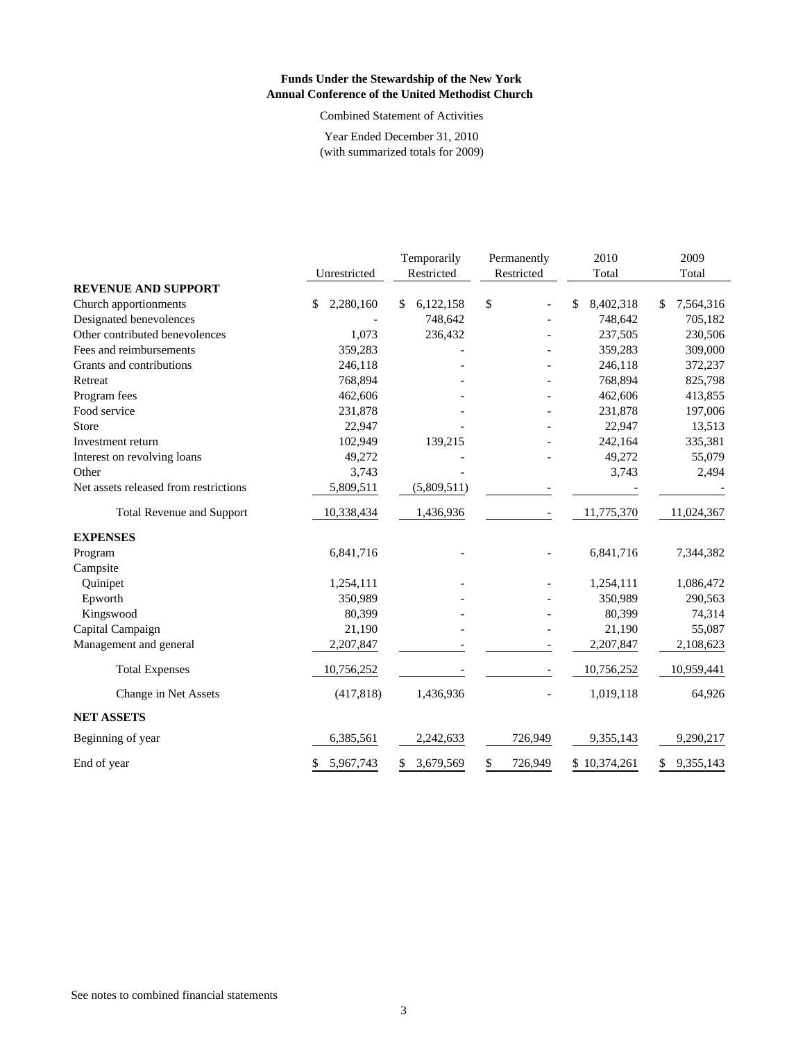**Funds Under the Stewardship of the New York Annual Conference of the United Methodist Church**

Combined Statement of Activities

Year Ended December 31, 2010
(with summarized totals for 2009)

| | Unrestricted | Temporarily Restricted | Permanently Restricted | 2010 Total | 2009 Total |
|---|---|---|---|---|---|
| **REVENUE AND SUPPORT** | | | | | |
| Church apportionments | $ 2,280,160 | $ 6,122,158 | $ - | $ 8,402,318 | $ 7,564,316 |
| Designated benevolences | - | 748,642 | - | 748,642 | 705,182 |
| Other contributed benevolences | 1,073 | 236,432 | - | 237,505 | 230,506 |
| Fees and reimbursements | 359,283 | - | - | 359,283 | 309,000 |
| Grants and contributions | 246,118 | - | - | 246,118 | 372,237 |
| Retreat | 768,894 | - | - | 768,894 | 825,798 |
| Program fees | 462,606 | - | - | 462,606 | 413,855 |
| Food service | 231,878 | - | - | 231,878 | 197,006 |
| Store | 22,947 | - | - | 22,947 | 13,513 |
| Investment return | 102,949 | 139,215 | - | 242,164 | 335,381 |
| Interest on revolving loans | 49,272 | - | - | 49,272 | 55,079 |
| Other | 3,743 | - | | 3,743 | 2,494 |
| Net assets released from restrictions | 5,809,511 | (5,809,511) | - | - | - |
| Total Revenue and Support | 10,338,434 | 1,436,936 | - | 11,775,370 | 11,024,367 |
| **EXPENSES** | | | | | |
| Program | 6,841,716 | - | - | 6,841,716 | 7,344,382 |
| Campsite | | | | | |
| Quinipet | 1,254,111 | - | - | 1,254,111 | 1,086,472 |
| Epworth | 350,989 | - | - | 350,989 | 290,563 |
| Kingswood | 80,399 | - | - | 80,399 | 74,314 |
| Capital Campaign | 21,190 | - | - | 21,190 | 55,087 |
| Management and general | 2,207,847 | - | - | 2,207,847 | 2,108,623 |
| Total Expenses | 10,756,252 | - | - | 10,756,252 | 10,959,441 |
| Change in Net Assets | (417,818) | 1,436,936 | - | 1,019,118 | 64,926 |
| **NET ASSETS** | | | | | |
| Beginning of year | 6,385,561 | 2,242,633 | 726,949 | 9,355,143 | 9,290,217 |
| End of year | $ 5,967,743 | $ 3,679,569 | $ 726,949 | $ 10,374,261 | $ 9,355,143 |

See notes to combined financial statements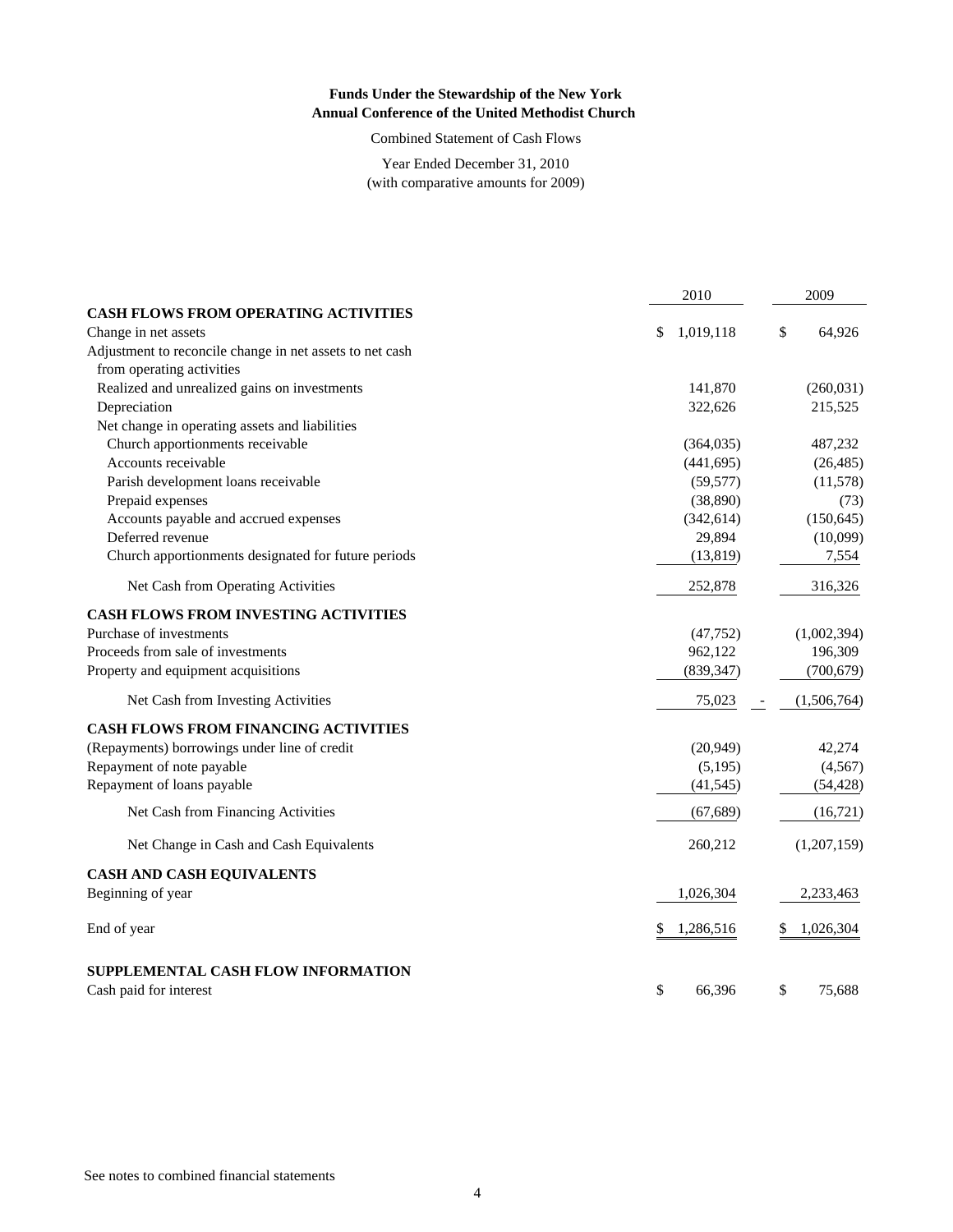**Funds Under the Stewardship of the New York Annual Conference of the United Methodist Church**

Combined Statement of Cash Flows

Year Ended December 31, 2010
(with comparative amounts for 2009)

| | 2010 | 2009 |
|---|---|---|
| **CASH FLOWS FROM OPERATING ACTIVITIES** | | |
| Change in net assets | $ 1,019,118 | $ 64,926 |
| Adjustment to reconcile change in net assets to net cash from operating activities | | |
| Realized and unrealized gains on investments | 141,870 | (260,031) |
| Depreciation | 322,626 | 215,525 |
| Net change in operating assets and liabilities | | |
| Church apportionments receivable | (364,035) | 487,232 |
| Accounts receivable | (441,695) | (26,485) |
| Parish development loans receivable | (59,577) | (11,578) |
| Prepaid expenses | (38,890) | (73) |
| Accounts payable and accrued expenses | (342,614) | (150,645) |
| Deferred revenue | 29,894 | (10,099) |
| Church apportionments designated for future periods | (13,819) | 7,554 |
| Net Cash from Operating Activities | 252,878 | 316,326 |
| **CASH FLOWS FROM INVESTING ACTIVITIES** | | |
| Purchase of investments | (47,752) | (1,002,394) |
| Proceeds from sale of investments | 962,122 | 196,309 |
| Property and equipment acquisitions | (839,347) | (700,679) |
| Net Cash from Investing Activities | 75,023 | (1,506,764) |
| **CASH FLOWS FROM FINANCING ACTIVITIES** | | |
| (Repayments) borrowings under line of credit | (20,949) | 42,274 |
| Repayment of note payable | (5,195) | (4,567) |
| Repayment of loans payable | (41,545) | (54,428) |
| Net Cash from Financing Activities | (67,689) | (16,721) |
| Net Change in Cash and Cash Equivalents | 260,212 | (1,207,159) |
| **CASH AND CASH EQUIVALENTS** | | |
| Beginning of year | 1,026,304 | 2,233,463 |
| End of year | $ 1,286,516 | $ 1,026,304 |
| **SUPPLEMENTAL CASH FLOW INFORMATION** | | |
| Cash paid for interest | $ 66,396 | $ 75,688 |

See notes to combined financial statements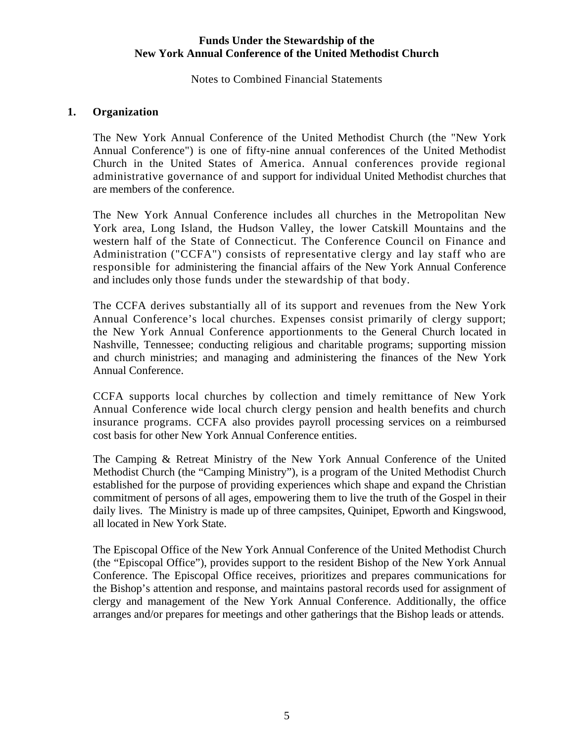**Funds Under the Stewardship of the New York Annual Conference of the United Methodist Church**

Notes to Combined Financial Statements

## 1. Organization

The New York Annual Conference of the United Methodist Church (the "New York Annual Conference") is one of fifty-nine annual conferences of the United Methodist Church in the United States of America. Annual conferences provide regional administrative governance of and support for individual United Methodist churches that are members of the conference.

The New York Annual Conference includes all churches in the Metropolitan New York area, Long Island, the Hudson Valley, the lower Catskill Mountains and the western half of the State of Connecticut. The Conference Council on Finance and Administration ("CCFA") consists of representative clergy and lay staff who are responsible for administering the financial affairs of the New York Annual Conference and includes only those funds under the stewardship of that body.

The CCFA derives substantially all of its support and revenues from the New York Annual Conference's local churches. Expenses consist primarily of clergy support; the New York Annual Conference apportionments to the General Church located in Nashville, Tennessee; conducting religious and charitable programs; supporting mission and church ministries; and managing and administering the finances of the New York Annual Conference.

CCFA supports local churches by collection and timely remittance of New York Annual Conference wide local church clergy pension and health benefits and church insurance programs. CCFA also provides payroll processing services on a reimbursed cost basis for other New York Annual Conference entities.

The Camping & Retreat Ministry of the New York Annual Conference of the United Methodist Church (the "Camping Ministry"), is a program of the United Methodist Church established for the purpose of providing experiences which shape and expand the Christian commitment of persons of all ages, empowering them to live the truth of the Gospel in their daily lives. The Ministry is made up of three campsites, Quinipet, Epworth and Kingswood, all located in New York State.

The Episcopal Office of the New York Annual Conference of the United Methodist Church (the "Episcopal Office"), provides support to the resident Bishop of the New York Annual Conference. The Episcopal Office receives, prioritizes and prepares communications for the Bishop's attention and response, and maintains pastoral records used for assignment of clergy and management of the New York Annual Conference. Additionally, the office arranges and/or prepares for meetings and other gatherings that the Bishop leads or attends.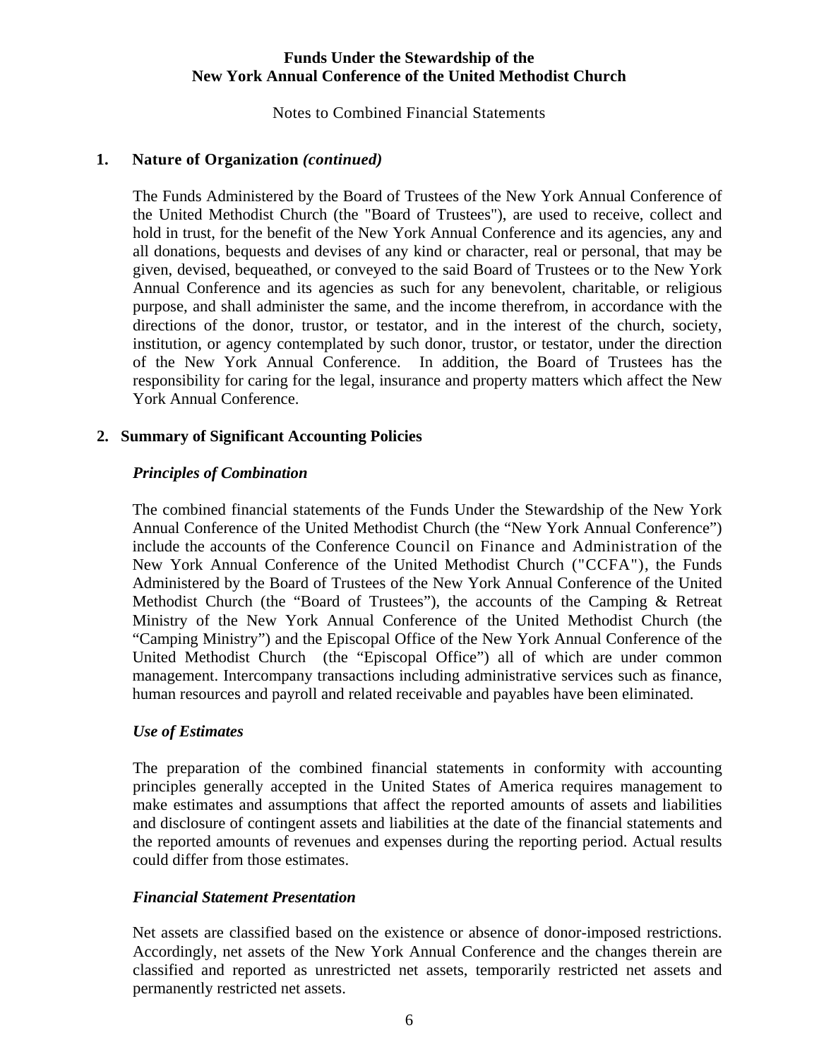**Funds Under the Stewardship of the**
**New York Annual Conference of the United Methodist Church**

Notes to Combined Financial Statements

## 1. Nature of Organization *(continued)*

The Funds Administered by the Board of Trustees of the New York Annual Conference of the United Methodist Church (the "Board of Trustees"), are used to receive, collect and hold in trust, for the benefit of the New York Annual Conference and its agencies, any and all donations, bequests and devises of any kind or character, real or personal, that may be given, devised, bequeathed, or conveyed to the said Board of Trustees or to the New York Annual Conference and its agencies as such for any benevolent, charitable, or religious purpose, and shall administer the same, and the income therefrom, in accordance with the directions of the donor, trustor, or testator, and in the interest of the church, society, institution, or agency contemplated by such donor, trustor, or testator, under the direction of the New York Annual Conference. In addition, the Board of Trustees has the responsibility for caring for the legal, insurance and property matters which affect the New York Annual Conference.

## 2. Summary of Significant Accounting Policies

### *Principles of Combination*

The combined financial statements of the Funds Under the Stewardship of the New York Annual Conference of the United Methodist Church (the "New York Annual Conference") include the accounts of the Conference Council on Finance and Administration of the New York Annual Conference of the United Methodist Church ("CCFA"), the Funds Administered by the Board of Trustees of the New York Annual Conference of the United Methodist Church (the "Board of Trustees"), the accounts of the Camping & Retreat Ministry of the New York Annual Conference of the United Methodist Church (the "Camping Ministry") and the Episcopal Office of the New York Annual Conference of the United Methodist Church (the "Episcopal Office") all of which are under common management. Intercompany transactions including administrative services such as finance, human resources and payroll and related receivable and payables have been eliminated.

### *Use of Estimates*

The preparation of the combined financial statements in conformity with accounting principles generally accepted in the United States of America requires management to make estimates and assumptions that affect the reported amounts of assets and liabilities and disclosure of contingent assets and liabilities at the date of the financial statements and the reported amounts of revenues and expenses during the reporting period. Actual results could differ from those estimates.

### *Financial Statement Presentation*

Net assets are classified based on the existence or absence of donor-imposed restrictions. Accordingly, net assets of the New York Annual Conference and the changes therein are classified and reported as unrestricted net assets, temporarily restricted net assets and permanently restricted net assets.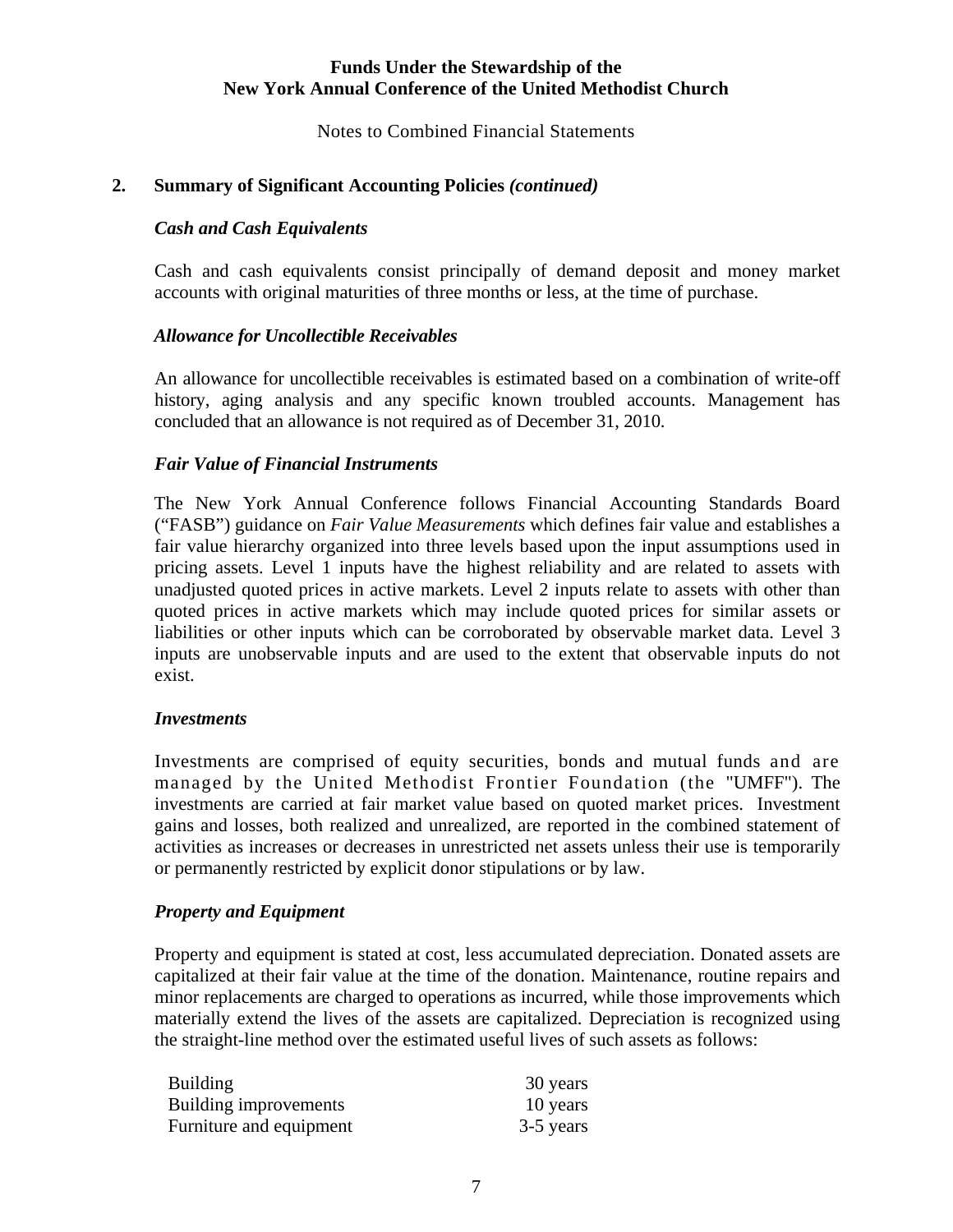**Funds Under the Stewardship of the**
**New York Annual Conference of the United Methodist Church**

Notes to Combined Financial Statements

## 2. Summary of Significant Accounting Policies *(continued)*

### *Cash and Cash Equivalents*

Cash and cash equivalents consist principally of demand deposit and money market accounts with original maturities of three months or less, at the time of purchase.

### *Allowance for Uncollectible Receivables*

An allowance for uncollectible receivables is estimated based on a combination of write-off history, aging analysis and any specific known troubled accounts. Management has concluded that an allowance is not required as of December 31, 2010.

### *Fair Value of Financial Instruments*

The New York Annual Conference follows Financial Accounting Standards Board ("FASB") guidance on *Fair Value Measurements* which defines fair value and establishes a fair value hierarchy organized into three levels based upon the input assumptions used in pricing assets. Level 1 inputs have the highest reliability and are related to assets with unadjusted quoted prices in active markets. Level 2 inputs relate to assets with other than quoted prices in active markets which may include quoted prices for similar assets or liabilities or other inputs which can be corroborated by observable market data. Level 3 inputs are unobservable inputs and are used to the extent that observable inputs do not exist.

### *Investments*

Investments are comprised of equity securities, bonds and mutual funds and are managed by the United Methodist Frontier Foundation (the "UMFF"). The investments are carried at fair market value based on quoted market prices. Investment gains and losses, both realized and unrealized, are reported in the combined statement of activities as increases or decreases in unrestricted net assets unless their use is temporarily or permanently restricted by explicit donor stipulations or by law.

### *Property and Equipment*

Property and equipment is stated at cost, less accumulated depreciation. Donated assets are capitalized at their fair value at the time of the donation. Maintenance, routine repairs and minor replacements are charged to operations as incurred, while those improvements which materially extend the lives of the assets are capitalized. Depreciation is recognized using the straight-line method over the estimated useful lives of such assets as follows:

| | |
|---|---|
| Building | 30 years |
| Building improvements | 10 years |
| Furniture and equipment | 3-5 years |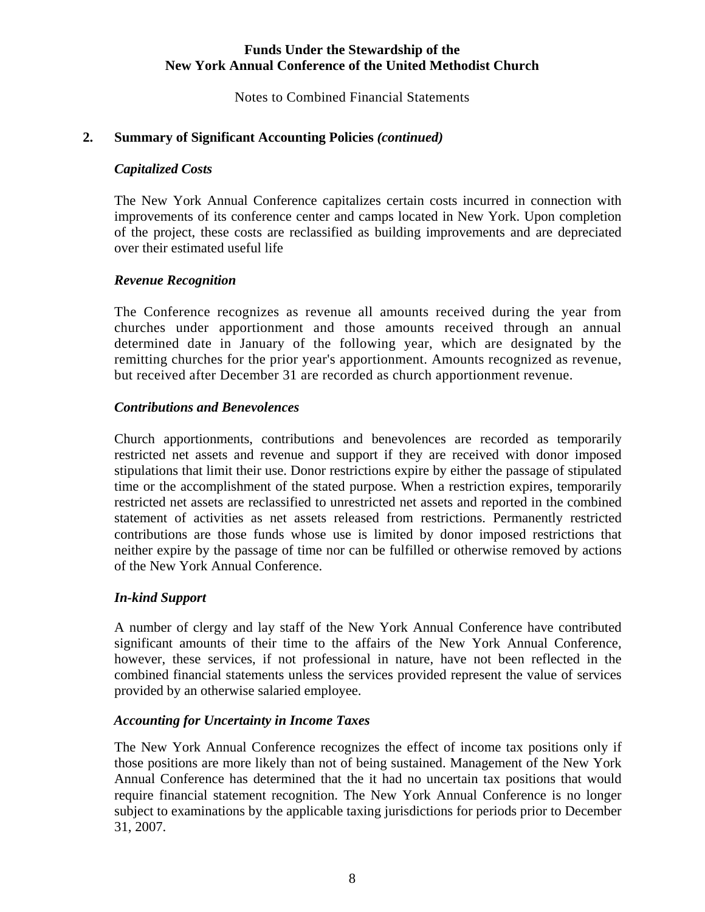**Funds Under the Stewardship of the New York Annual Conference of the United Methodist Church**

Notes to Combined Financial Statements

## 2. Summary of Significant Accounting Policies *(continued)*

### *Capitalized Costs*

The New York Annual Conference capitalizes certain costs incurred in connection with improvements of its conference center and camps located in New York. Upon completion of the project, these costs are reclassified as building improvements and are depreciated over their estimated useful life

### *Revenue Recognition*

The Conference recognizes as revenue all amounts received during the year from churches under apportionment and those amounts received through an annual determined date in January of the following year, which are designated by the remitting churches for the prior year's apportionment. Amounts recognized as revenue, but received after December 31 are recorded as church apportionment revenue.

### *Contributions and Benevolences*

Church apportionments, contributions and benevolences are recorded as temporarily restricted net assets and revenue and support if they are received with donor imposed stipulations that limit their use. Donor restrictions expire by either the passage of stipulated time or the accomplishment of the stated purpose. When a restriction expires, temporarily restricted net assets are reclassified to unrestricted net assets and reported in the combined statement of activities as net assets released from restrictions. Permanently restricted contributions are those funds whose use is limited by donor imposed restrictions that neither expire by the passage of time nor can be fulfilled or otherwise removed by actions of the New York Annual Conference.

### *In-kind Support*

A number of clergy and lay staff of the New York Annual Conference have contributed significant amounts of their time to the affairs of the New York Annual Conference, however, these services, if not professional in nature, have not been reflected in the combined financial statements unless the services provided represent the value of services provided by an otherwise salaried employee.

### *Accounting for Uncertainty in Income Taxes*

The New York Annual Conference recognizes the effect of income tax positions only if those positions are more likely than not of being sustained. Management of the New York Annual Conference has determined that the it had no uncertain tax positions that would require financial statement recognition. The New York Annual Conference is no longer subject to examinations by the applicable taxing jurisdictions for periods prior to December 31, 2007.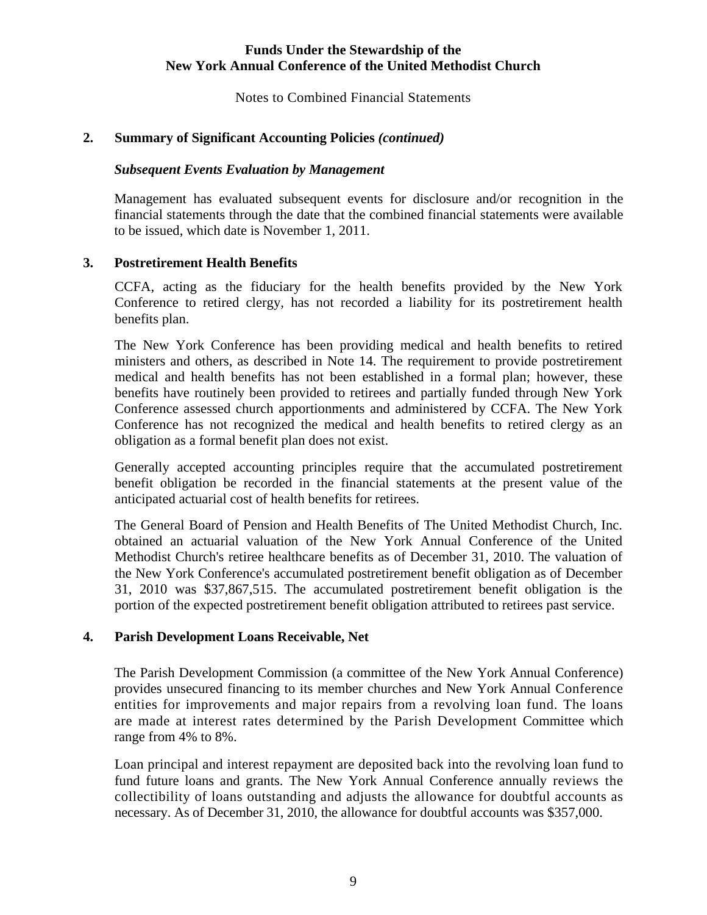**Funds Under the Stewardship of the New York Annual Conference of the United Methodist Church**

Notes to Combined Financial Statements

## 2. Summary of Significant Accounting Policies *(continued)*

### *Subsequent Events Evaluation by Management*

Management has evaluated subsequent events for disclosure and/or recognition in the financial statements through the date that the combined financial statements were available to be issued, which date is November 1, 2011.

## 3. Postretirement Health Benefits

CCFA, acting as the fiduciary for the health benefits provided by the New York Conference to retired clergy, has not recorded a liability for its postretirement health benefits plan.

The New York Conference has been providing medical and health benefits to retired ministers and others, as described in Note 14. The requirement to provide postretirement medical and health benefits has not been established in a formal plan; however, these benefits have routinely been provided to retirees and partially funded through New York Conference assessed church apportionments and administered by CCFA. The New York Conference has not recognized the medical and health benefits to retired clergy as an obligation as a formal benefit plan does not exist.

Generally accepted accounting principles require that the accumulated postretirement benefit obligation be recorded in the financial statements at the present value of the anticipated actuarial cost of health benefits for retirees.

The General Board of Pension and Health Benefits of The United Methodist Church, Inc. obtained an actuarial valuation of the New York Annual Conference of the United Methodist Church's retiree healthcare benefits as of December 31, 2010. The valuation of the New York Conference's accumulated postretirement benefit obligation as of December 31, 2010 was $37,867,515. The accumulated postretirement benefit obligation is the portion of the expected postretirement benefit obligation attributed to retirees past service.

## 4. Parish Development Loans Receivable, Net

The Parish Development Commission (a committee of the New York Annual Conference) provides unsecured financing to its member churches and New York Annual Conference entities for improvements and major repairs from a revolving loan fund. The loans are made at interest rates determined by the Parish Development Committee which range from 4% to 8%.

Loan principal and interest repayment are deposited back into the revolving loan fund to fund future loans and grants. The New York Annual Conference annually reviews the collectibility of loans outstanding and adjusts the allowance for doubtful accounts as necessary. As of December 31, 2010, the allowance for doubtful accounts was $357,000.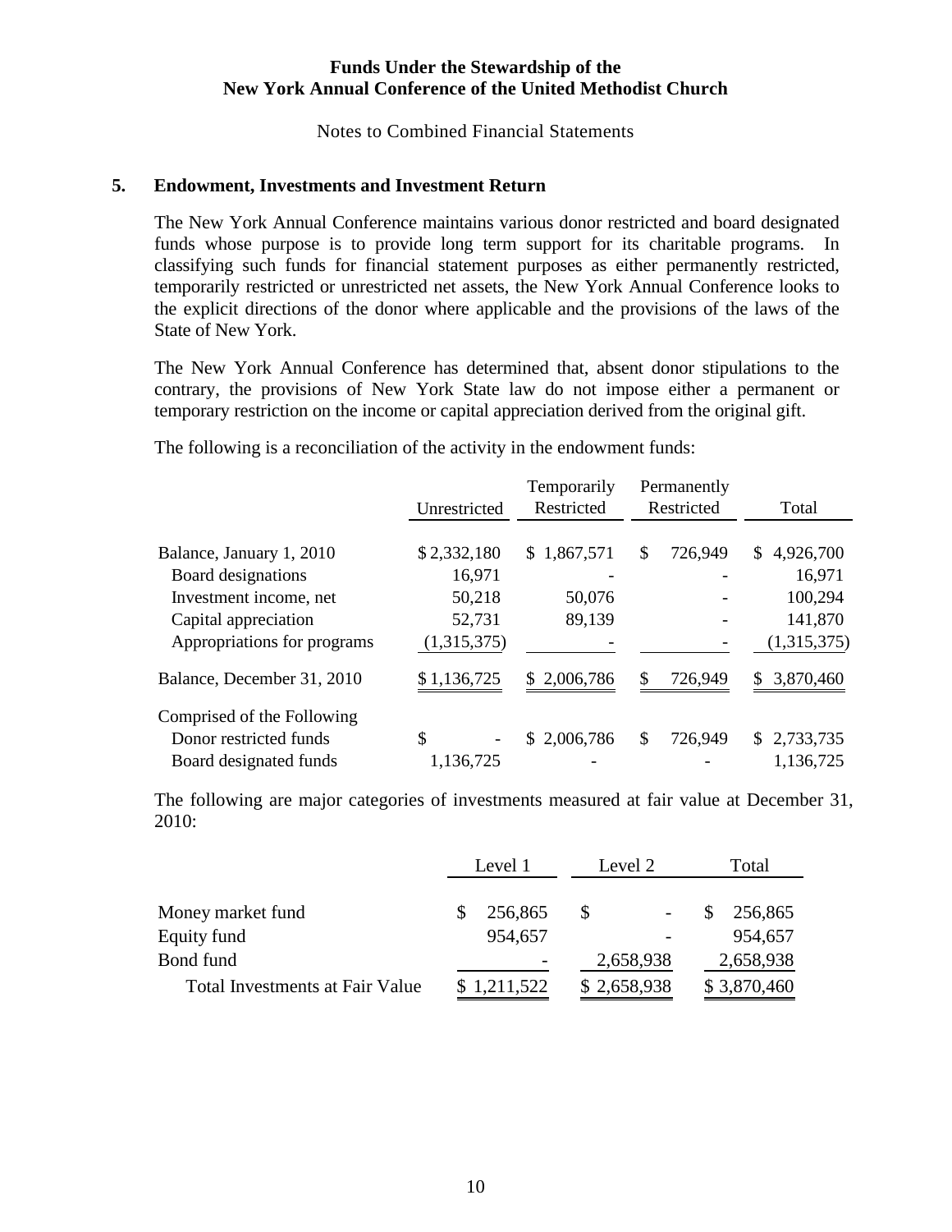**Funds Under the Stewardship of the**
**New York Annual Conference of the United Methodist Church**

Notes to Combined Financial Statements

## 5. Endowment, Investments and Investment Return

The New York Annual Conference maintains various donor restricted and board designated funds whose purpose is to provide long term support for its charitable programs. In classifying such funds for financial statement purposes as either permanently restricted, temporarily restricted or unrestricted net assets, the New York Annual Conference looks to the explicit directions of the donor where applicable and the provisions of the laws of the State of New York.

The New York Annual Conference has determined that, absent donor stipulations to the contrary, the provisions of New York State law do not impose either a permanent or temporary restriction on the income or capital appreciation derived from the original gift.

The following is a reconciliation of the activity in the endowment funds:

| | Unrestricted | Temporarily Restricted | Permanently Restricted | Total |
|---|---|---|---|---|
| Balance, January 1, 2010 | $ 2,332,180 | $ 1,867,571 | $ 726,949 | $ 4,926,700 |
| Board designations | 16,971 | - | - | 16,971 |
| Investment income, net | 50,218 | 50,076 | - | 100,294 |
| Capital appreciation | 52,731 | 89,139 | - | 141,870 |
| Appropriations for programs | (1,315,375) | - | - | (1,315,375) |
| Balance, December 31, 2010 | $ 1,136,725 | $ 2,006,786 | $ 726,949 | $ 3,870,460 |
| Comprised of the Following | | | | |
| Donor restricted funds | $ - | $ 2,006,786 | $ 726,949 | $ 2,733,735 |
| Board designated funds | 1,136,725 | - | - | 1,136,725 |

The following are major categories of investments measured at fair value at December 31, 2010:

| | Level 1 | Level 2 | Total |
|---|---|---|---|
| Money market fund | $ 256,865 | $ - | $ 256,865 |
| Equity fund | 954,657 | - | 954,657 |
| Bond fund | - | 2,658,938 | 2,658,938 |
| Total Investments at Fair Value | $ 1,211,522 | $ 2,658,938 | $ 3,870,460 |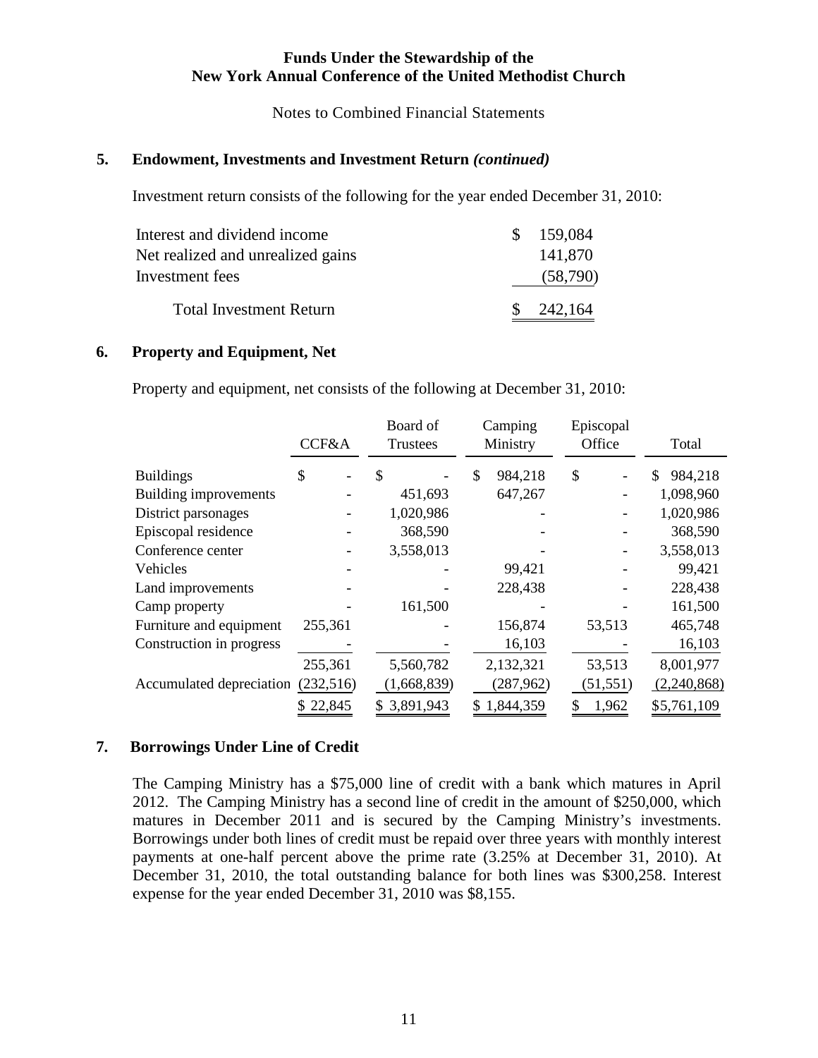**Funds Under the Stewardship of the**
**New York Annual Conference of the United Methodist Church**

Notes to Combined Financial Statements

## 5. Endowment, Investments and Investment Return *(continued)*

Investment return consists of the following for the year ended December 31, 2010:

| | |
|---|---|
| Interest and dividend income | $ 159,084 |
| Net realized and unrealized gains | 141,870 |
| Investment fees | (58,790) |
| Total Investment Return | $ 242,164 |

## 6. Property and Equipment, Net

Property and equipment, net consists of the following at December 31, 2010:

| | CCF&A | Board of Trustees | Camping Ministry | Episcopal Office | Total |
|---|---|---|---|---|---|
| Buildings | $ - | $ - | $ 984,218 | $ - | $ 984,218 |
| Building improvements | - | 451,693 | 647,267 | - | 1,098,960 |
| District parsonages | - | 1,020,986 | - | - | 1,020,986 |
| Episcopal residence | - | 368,590 | - | - | 368,590 |
| Conference center | - | 3,558,013 | - | - | 3,558,013 |
| Vehicles | - | - | 99,421 | - | 99,421 |
| Land improvements | - | - | 228,438 | - | 228,438 |
| Camp property | - | 161,500 | - | - | 161,500 |
| Furniture and equipment | 255,361 | - | 156,874 | 53,513 | 465,748 |
| Construction in progress | - | - | 16,103 | - | 16,103 |
| | 255,361 | 5,560,782 | 2,132,321 | 53,513 | 8,001,977 |
| Accumulated depreciation | (232,516) | (1,668,839) | (287,962) | (51,551) | (2,240,868) |
| | $ 22,845 | $ 3,891,943 | $ 1,844,359 | $ 1,962 | $5,761,109 |

## 7. Borrowings Under Line of Credit

The Camping Ministry has a $75,000 line of credit with a bank which matures in April 2012. The Camping Ministry has a second line of credit in the amount of $250,000, which matures in December 2011 and is secured by the Camping Ministry's investments. Borrowings under both lines of credit must be repaid over three years with monthly interest payments at one-half percent above the prime rate (3.25% at December 31, 2010). At December 31, 2010, the total outstanding balance for both lines was $300,258. Interest expense for the year ended December 31, 2010 was $8,155.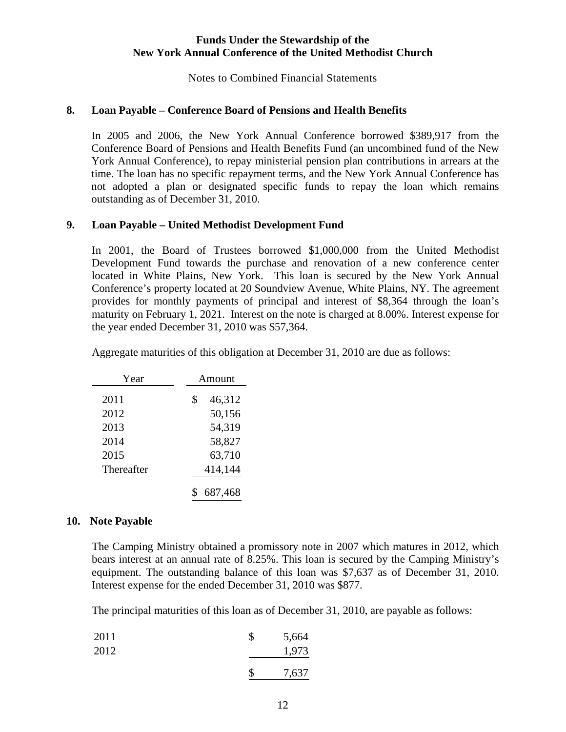**Funds Under the Stewardship of the**
**New York Annual Conference of the United Methodist Church**

Notes to Combined Financial Statements

## 8. Loan Payable – Conference Board of Pensions and Health Benefits

In 2005 and 2006, the New York Annual Conference borrowed $389,917 from the Conference Board of Pensions and Health Benefits Fund (an uncombined fund of the New York Annual Conference), to repay ministerial pension plan contributions in arrears at the time. The loan has no specific repayment terms, and the New York Annual Conference has not adopted a plan or designated specific funds to repay the loan which remains outstanding as of December 31, 2010.

## 9. Loan Payable – United Methodist Development Fund

In 2001, the Board of Trustees borrowed $1,000,000 from the United Methodist Development Fund towards the purchase and renovation of a new conference center located in White Plains, New York. This loan is secured by the New York Annual Conference's property located at 20 Soundview Avenue, White Plains, NY. The agreement provides for monthly payments of principal and interest of $8,364 through the loan's maturity on February 1, 2021. Interest on the note is charged at 8.00%. Interest expense for the year ended December 31, 2010 was $57,364.

Aggregate maturities of this obligation at December 31, 2010 are due as follows:

| Year | Amount |
|---|---|
| 2011 | $ 46,312 |
| 2012 | 50,156 |
| 2013 | 54,319 |
| 2014 | 58,827 |
| 2015 | 63,710 |
| Thereafter | 414,144 |
| | $ 687,468 |

## 10. Note Payable

The Camping Ministry obtained a promissory note in 2007 which matures in 2012, which bears interest at an annual rate of 8.25%. This loan is secured by the Camping Ministry's equipment. The outstanding balance of this loan was $7,637 as of December 31, 2010. Interest expense for the ended December 31, 2010 was $877.

The principal maturities of this loan as of December 31, 2010, are payable as follows:

| | |
|---|---|
| 2011 | $ 5,664 |
| 2012 | 1,973 |
| | $ 7,637 |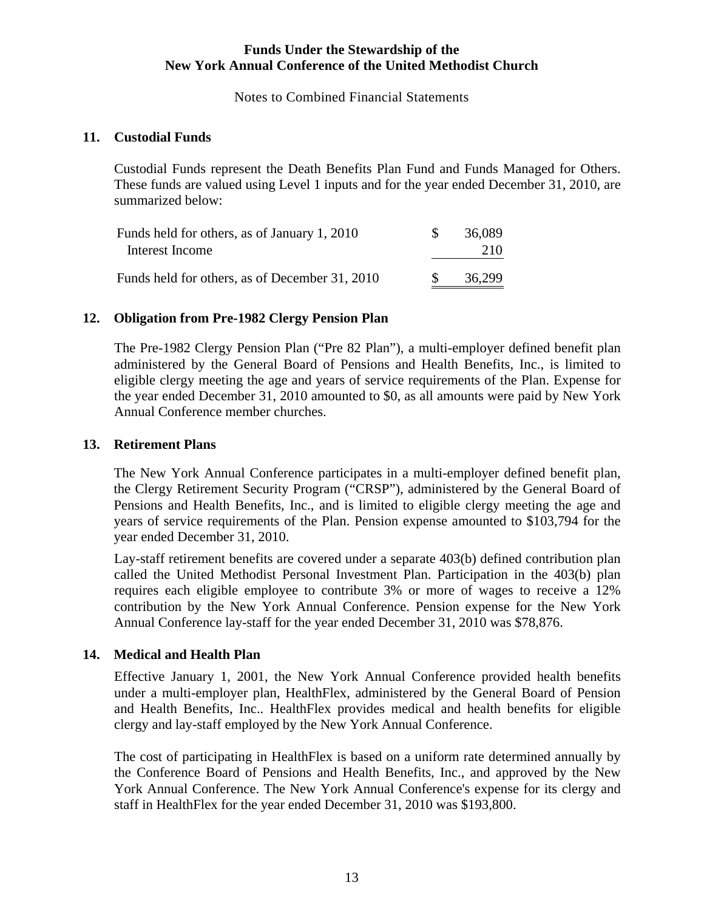**Funds Under the Stewardship of the**
**New York Annual Conference of the United Methodist Church**

Notes to Combined Financial Statements

## 11. Custodial Funds

Custodial Funds represent the Death Benefits Plan Fund and Funds Managed for Others. These funds are valued using Level 1 inputs and for the year ended December 31, 2010, are summarized below:

| | | |
|---|---|---|
| Funds held for others, as of January 1, 2010 | $ | 36,089 |
| Interest Income | | 210 |
| Funds held for others, as of December 31, 2010 | $ | 36,299 |

## 12. Obligation from Pre-1982 Clergy Pension Plan

The Pre-1982 Clergy Pension Plan ("Pre 82 Plan"), a multi-employer defined benefit plan administered by the General Board of Pensions and Health Benefits, Inc., is limited to eligible clergy meeting the age and years of service requirements of the Plan. Expense for the year ended December 31, 2010 amounted to $0, as all amounts were paid by New York Annual Conference member churches.

## 13. Retirement Plans

The New York Annual Conference participates in a multi-employer defined benefit plan, the Clergy Retirement Security Program ("CRSP"), administered by the General Board of Pensions and Health Benefits, Inc., and is limited to eligible clergy meeting the age and years of service requirements of the Plan. Pension expense amounted to $103,794 for the year ended December 31, 2010.

Lay-staff retirement benefits are covered under a separate 403(b) defined contribution plan called the United Methodist Personal Investment Plan. Participation in the 403(b) plan requires each eligible employee to contribute 3% or more of wages to receive a 12% contribution by the New York Annual Conference. Pension expense for the New York Annual Conference lay-staff for the year ended December 31, 2010 was $78,876.

## 14. Medical and Health Plan

Effective January 1, 2001, the New York Annual Conference provided health benefits under a multi-employer plan, HealthFlex, administered by the General Board of Pension and Health Benefits, Inc.. HealthFlex provides medical and health benefits for eligible clergy and lay-staff employed by the New York Annual Conference.

The cost of participating in HealthFlex is based on a uniform rate determined annually by the Conference Board of Pensions and Health Benefits, Inc., and approved by the New York Annual Conference. The New York Annual Conference's expense for its clergy and staff in HealthFlex for the year ended December 31, 2010 was $193,800.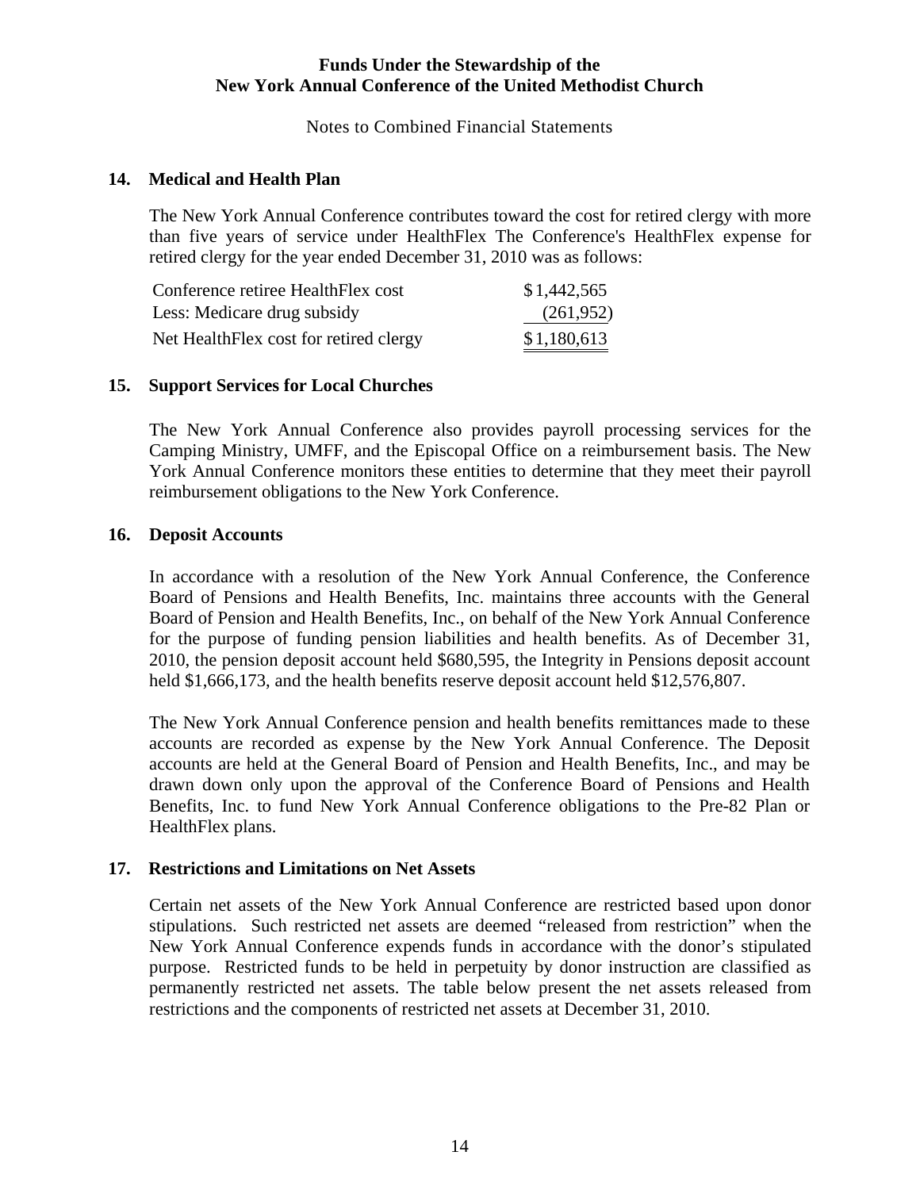# Funds Under the Stewardship of the New York Annual Conference of the United Methodist Church

Notes to Combined Financial Statements

## 14. Medical and Health Plan

The New York Annual Conference contributes toward the cost for retired clergy with more than five years of service under HealthFlex The Conference's HealthFlex expense for retired clergy for the year ended December 31, 2010 was as follows:

| | |
|---|---|
| Conference retiree HealthFlex cost | $1,442,565 |
| Less: Medicare drug subsidy | (261,952) |
| Net HealthFlex cost for retired clergy | $1,180,613 |

## 15. Support Services for Local Churches

The New York Annual Conference also provides payroll processing services for the Camping Ministry, UMFF, and the Episcopal Office on a reimbursement basis. The New York Annual Conference monitors these entities to determine that they meet their payroll reimbursement obligations to the New York Conference.

## 16. Deposit Accounts

In accordance with a resolution of the New York Annual Conference, the Conference Board of Pensions and Health Benefits, Inc. maintains three accounts with the General Board of Pension and Health Benefits, Inc., on behalf of the New York Annual Conference for the purpose of funding pension liabilities and health benefits. As of December 31, 2010, the pension deposit account held $680,595, the Integrity in Pensions deposit account held $1,666,173, and the health benefits reserve deposit account held $12,576,807.

The New York Annual Conference pension and health benefits remittances made to these accounts are recorded as expense by the New York Annual Conference. The Deposit accounts are held at the General Board of Pension and Health Benefits, Inc., and may be drawn down only upon the approval of the Conference Board of Pensions and Health Benefits, Inc. to fund New York Annual Conference obligations to the Pre-82 Plan or HealthFlex plans.

## 17. Restrictions and Limitations on Net Assets

Certain net assets of the New York Annual Conference are restricted based upon donor stipulations. Such restricted net assets are deemed "released from restriction" when the New York Annual Conference expends funds in accordance with the donor's stipulated purpose. Restricted funds to be held in perpetuity by donor instruction are classified as permanently restricted net assets. The table below present the net assets released from restrictions and the components of restricted net assets at December 31, 2010.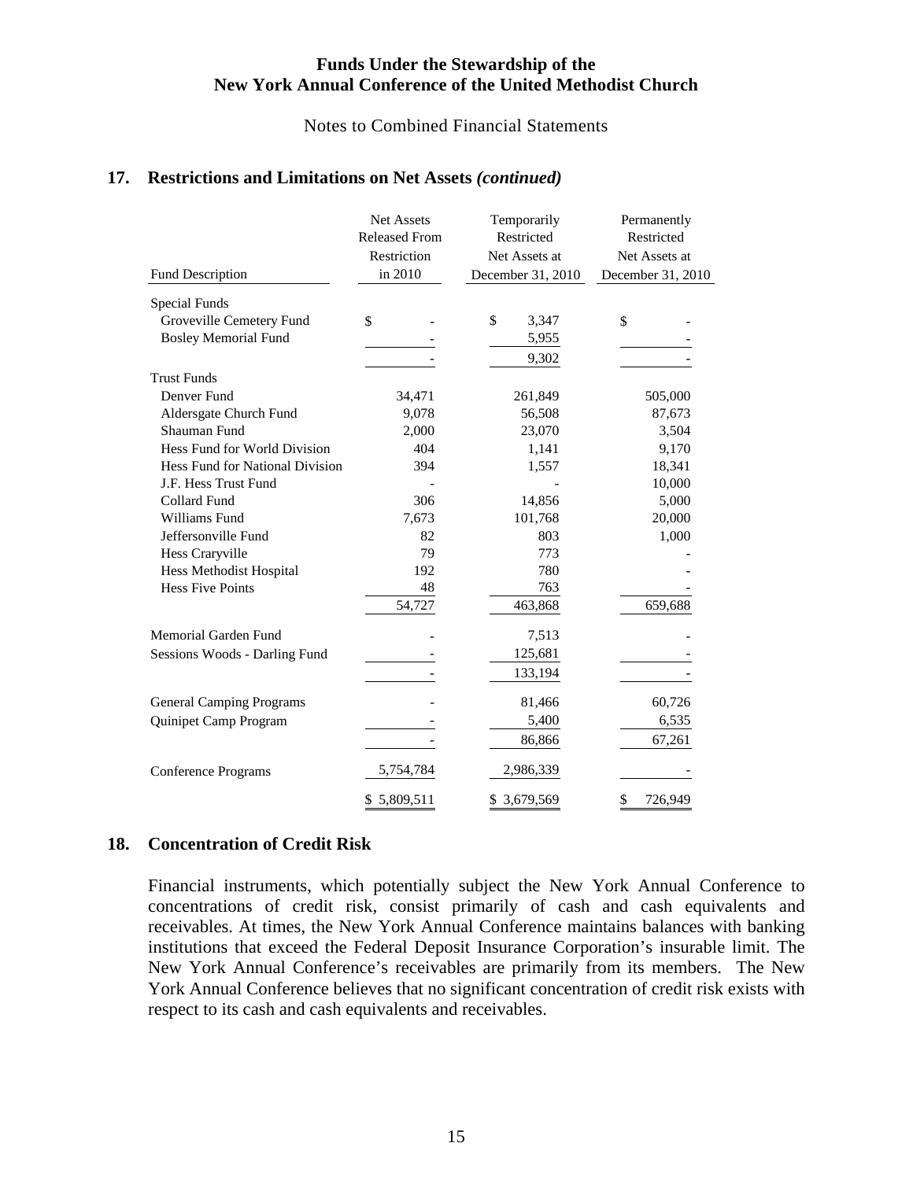## 17. Restrictions and Limitations on Net Assets *(continued)*

| Fund Description | Net Assets Released From Restriction in 2010 | Temporarily Restricted Net Assets at December 31, 2010 | Permanently Restricted Net Assets at December 31, 2010 |
|---|---|---|---|
| Special Funds | | | |
| Groveville Cemetery Fund | $ - | $ 3,347 | $ - |
| Bosley Memorial Fund | - | 5,955 | - |
| | - | 9,302 | - |
| Trust Funds | | | |
| Denver Fund | 34,471 | 261,849 | 505,000 |
| Aldersgate Church Fund | 9,078 | 56,508 | 87,673 |
| Shauman Fund | 2,000 | 23,070 | 3,504 |
| Hess Fund for World Division | 404 | 1,141 | 9,170 |
| Hess Fund for National Division | 394 | 1,557 | 18,341 |
| J.F. Hess Trust Fund | - | - | 10,000 |
| Collard Fund | 306 | 14,856 | 5,000 |
| Williams Fund | 7,673 | 101,768 | 20,000 |
| Jeffersonville Fund | 82 | 803 | 1,000 |
| Hess Craryville | 79 | 773 | - |
| Hess Methodist Hospital | 192 | 780 | - |
| Hess Five Points | 48 | 763 | - |
| | 54,727 | 463,868 | 659,688 |
| Memorial Garden Fund | - | 7,513 | - |
| Sessions Woods - Darling Fund | - | 125,681 | - |
| | - | 133,194 | - |
| General Camping Programs | - | 81,466 | 60,726 |
| Quinipet Camp Program | - | 5,400 | 6,535 |
| | - | 86,866 | 67,261 |
| Conference Programs | 5,754,784 | 2,986,339 | - |
| | $ 5,809,511 | $ 3,679,569 | $ 726,949 |

## 18. Concentration of Credit Risk

Financial instruments, which potentially subject the New York Annual Conference to concentrations of credit risk, consist primarily of cash and cash equivalents and receivables. At times, the New York Annual Conference maintains balances with banking institutions that exceed the Federal Deposit Insurance Corporation's insurable limit. The New York Annual Conference's receivables are primarily from its members. The New York Annual Conference believes that no significant concentration of credit risk exists with respect to its cash and cash equivalents and receivables.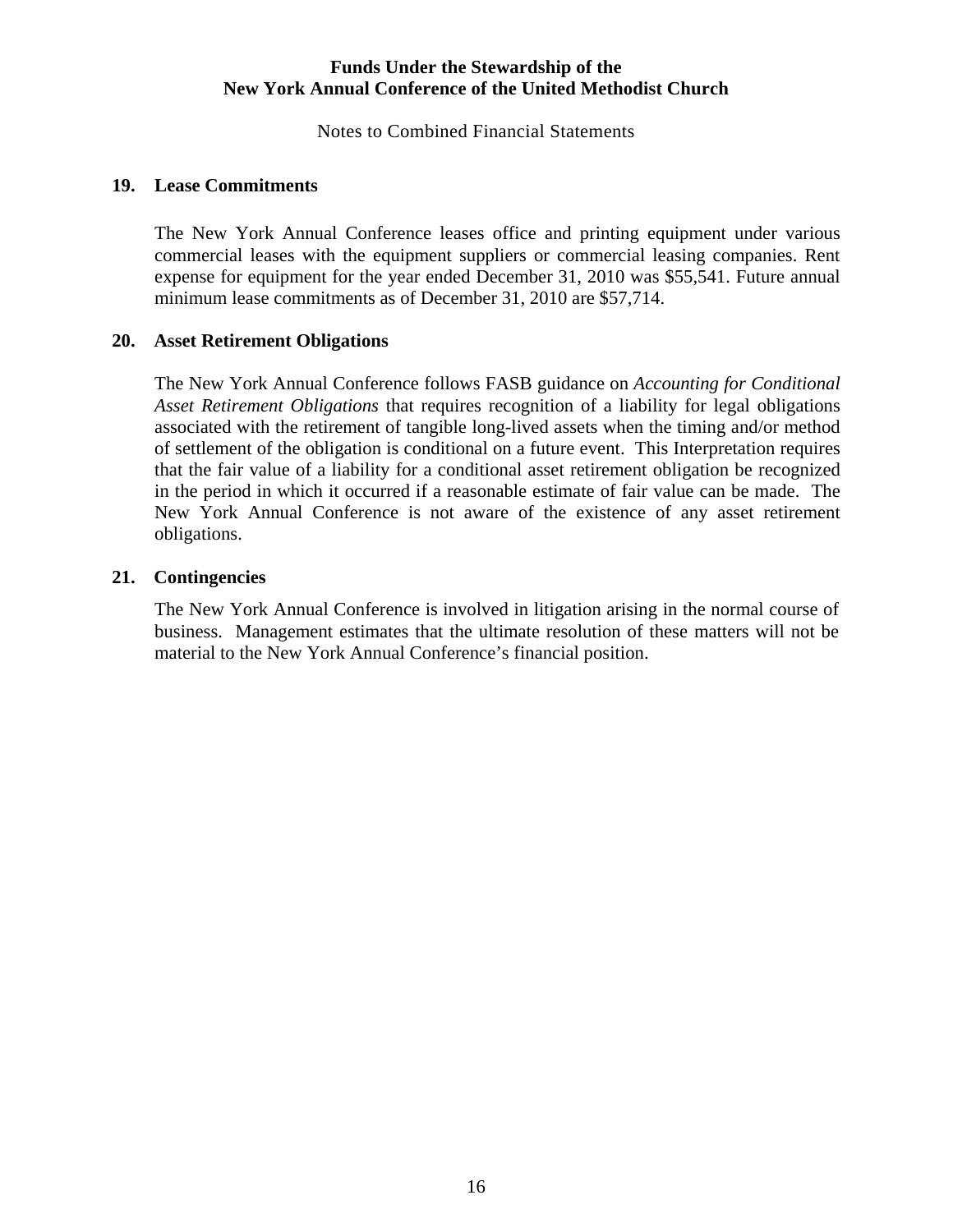## 19. Lease Commitments

The New York Annual Conference leases office and printing equipment under various commercial leases with the equipment suppliers or commercial leasing companies. Rent expense for equipment for the year ended December 31, 2010 was $55,541. Future annual minimum lease commitments as of December 31, 2010 are $57,714.

## 20. Asset Retirement Obligations

The New York Annual Conference follows FASB guidance on *Accounting for Conditional Asset Retirement Obligations* that requires recognition of a liability for legal obligations associated with the retirement of tangible long-lived assets when the timing and/or method of settlement of the obligation is conditional on a future event. This Interpretation requires that the fair value of a liability for a conditional asset retirement obligation be recognized in the period in which it occurred if a reasonable estimate of fair value can be made. The New York Annual Conference is not aware of the existence of any asset retirement obligations.

## 21. Contingencies

The New York Annual Conference is involved in litigation arising in the normal course of business. Management estimates that the ultimate resolution of these matters will not be material to the New York Annual Conference's financial position.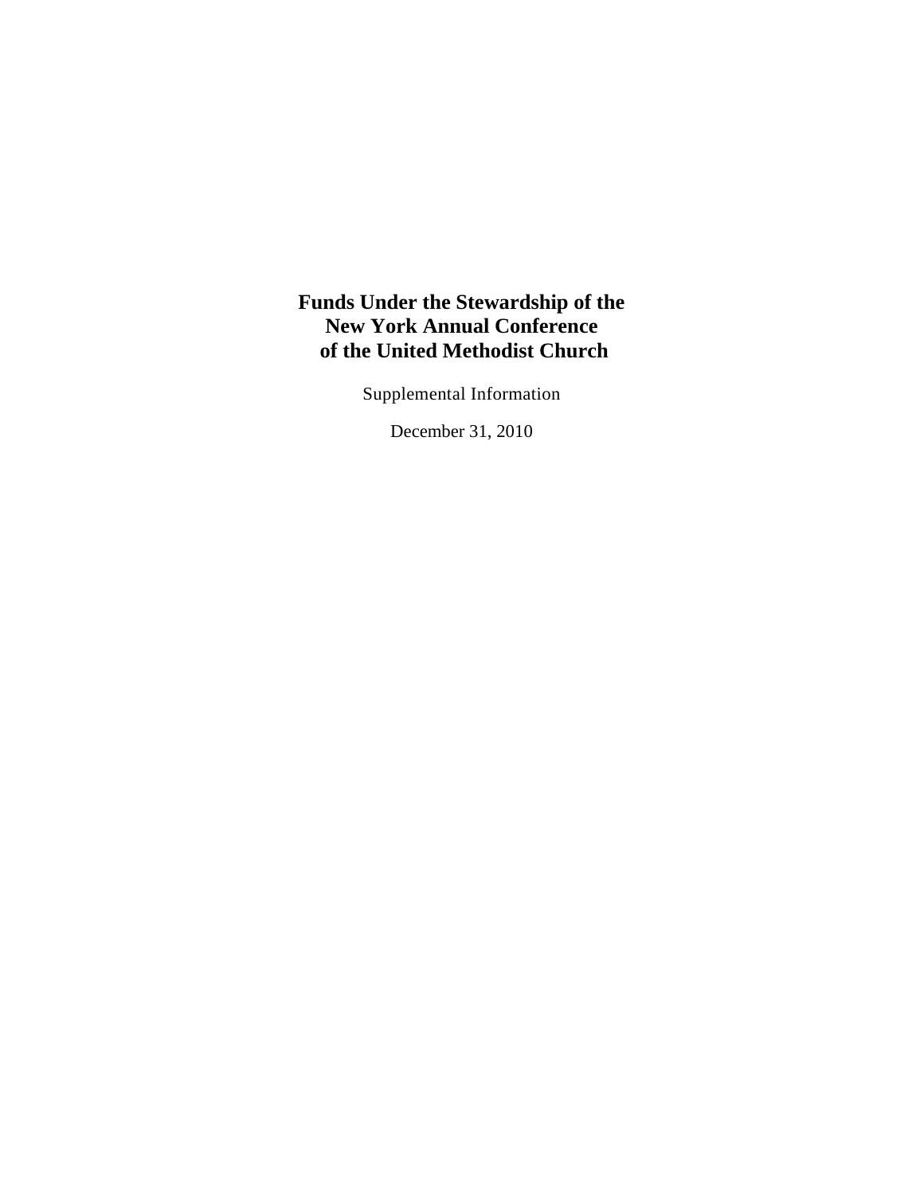# Funds Under the Stewardship of the New York Annual Conference of the United Methodist Church

Supplemental Information

December 31, 2010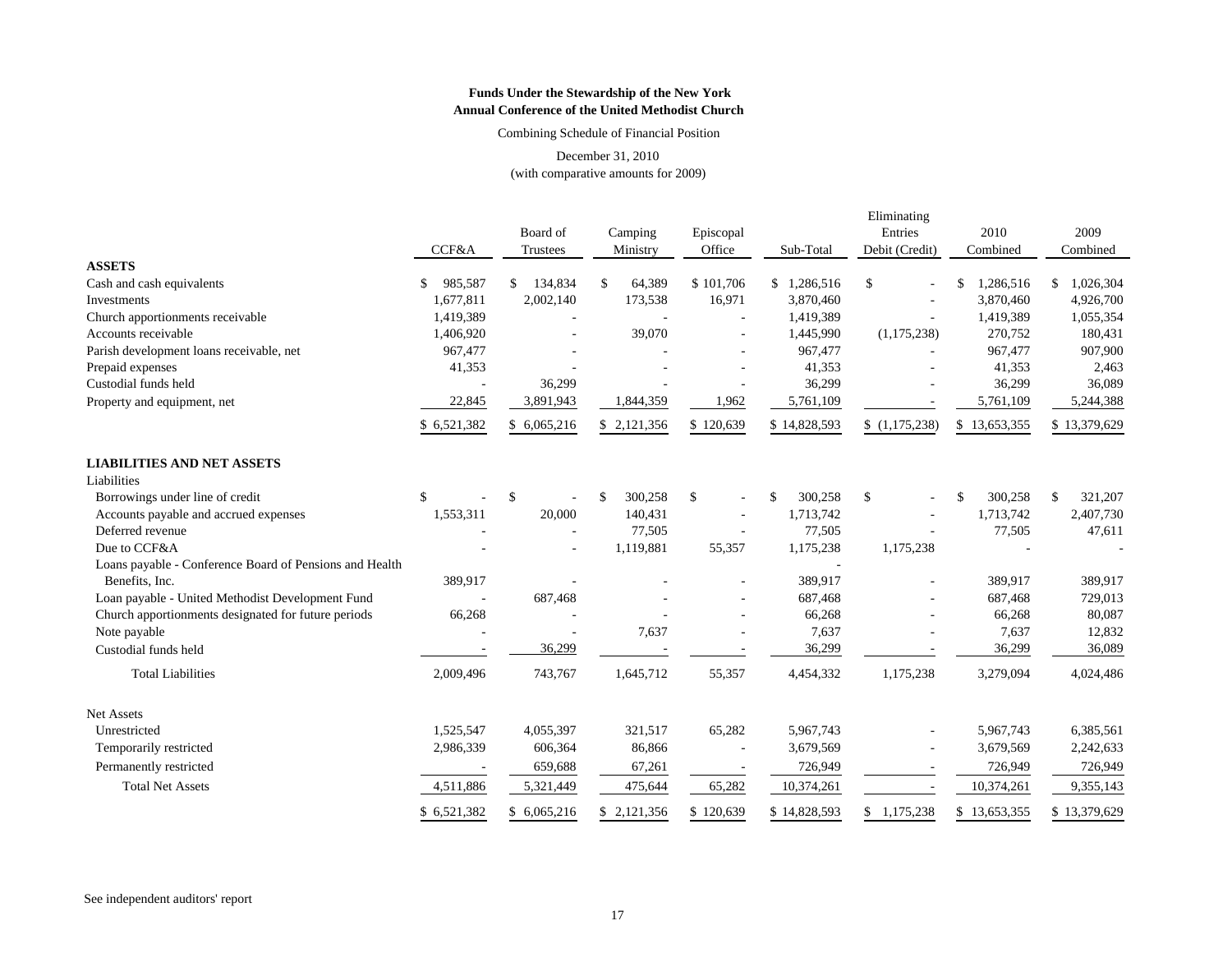**Funds Under the Stewardship of the New York Annual Conference of the United Methodist Church**

Combining Schedule of Financial Position

December 31, 2010
(with comparative amounts for 2009)

| | CCF&A | Board of Trustees | Camping Ministry | Episcopal Office | Sub-Total | Eliminating Entries Debit (Credit) | 2010 Combined | 2009 Combined |
|---|---|---|---|---|---|---|---|---|
| **ASSETS** | | | | | | | | |
| Cash and cash equivalents | $ 985,587 | $ 134,834 | $ 64,389 | $ 101,706 | $ 1,286,516 | $ - | $ 1,286,516 | $ 1,026,304 |
| Investments | 1,677,811 | 2,002,140 | 173,538 | 16,971 | 3,870,460 | - | 3,870,460 | 4,926,700 |
| Church apportionments receivable | 1,419,389 | - | - | - | 1,419,389 | - | 1,419,389 | 1,055,354 |
| Accounts receivable | 1,406,920 | - | 39,070 | - | 1,445,990 | (1,175,238) | 270,752 | 180,431 |
| Parish development loans receivable, net | 967,477 | - | - | - | 967,477 | - | 967,477 | 907,900 |
| Prepaid expenses | 41,353 | - | - | - | 41,353 | - | 41,353 | 2,463 |
| Custodial funds held | - | 36,299 | - | - | 36,299 | - | 36,299 | 36,089 |
| Property and equipment, net | 22,845 | 3,891,943 | 1,844,359 | 1,962 | 5,761,109 | - | 5,761,109 | 5,244,388 |
| | $ 6,521,382 | $ 6,065,216 | $ 2,121,356 | $ 120,639 | $ 14,828,593 | $ (1,175,238) | $ 13,653,355 | $ 13,379,629 |
| **LIABILITIES AND NET ASSETS** | | | | | | | | |
| Liabilities | | | | | | | | |
| Borrowings under line of credit | $ - | $ - | $ 300,258 | $ - | $ 300,258 | $ - | $ 300,258 | $ 321,207 |
| Accounts payable and accrued expenses | 1,553,311 | 20,000 | 140,431 | - | 1,713,742 | - | 1,713,742 | 2,407,730 |
| Deferred revenue | - | - | 77,505 | - | 77,505 | - | 77,505 | 47,611 |
| Due to CCF&A | - | - | 1,119,881 | 55,357 | 1,175,238 | 1,175,238 | - | - |
| Loans payable - Conference Board of Pensions and Health Benefits, Inc. | 389,917 | - | - | - | 389,917 | - | 389,917 | 389,917 |
| Loan payable - United Methodist Development Fund | - | 687,468 | - | - | 687,468 | - | 687,468 | 729,013 |
| Church apportionments designated for future periods | 66,268 | - | - | - | 66,268 | - | 66,268 | 80,087 |
| Note payable | - | - | 7,637 | - | 7,637 | - | 7,637 | 12,832 |
| Custodial funds held | - | 36,299 | - | - | 36,299 | - | 36,299 | 36,089 |
| Total Liabilities | 2,009,496 | 743,767 | 1,645,712 | 55,357 | 4,454,332 | 1,175,238 | 3,279,094 | 4,024,486 |
| Net Assets | | | | | | | | |
| Unrestricted | 1,525,547 | 4,055,397 | 321,517 | 65,282 | 5,967,743 | - | 5,967,743 | 6,385,561 |
| Temporarily restricted | 2,986,339 | 606,364 | 86,866 | - | 3,679,569 | - | 3,679,569 | 2,242,633 |
| Permanently restricted | - | 659,688 | 67,261 | - | 726,949 | - | 726,949 | 726,949 |
| Total Net Assets | 4,511,886 | 5,321,449 | 475,644 | 65,282 | 10,374,261 | - | 10,374,261 | 9,355,143 |
| | $ 6,521,382 | $ 6,065,216 | $ 2,121,356 | $ 120,639 | $ 14,828,593 | $ 1,175,238 | $ 13,653,355 | $ 13,379,629 |

See independent auditors' report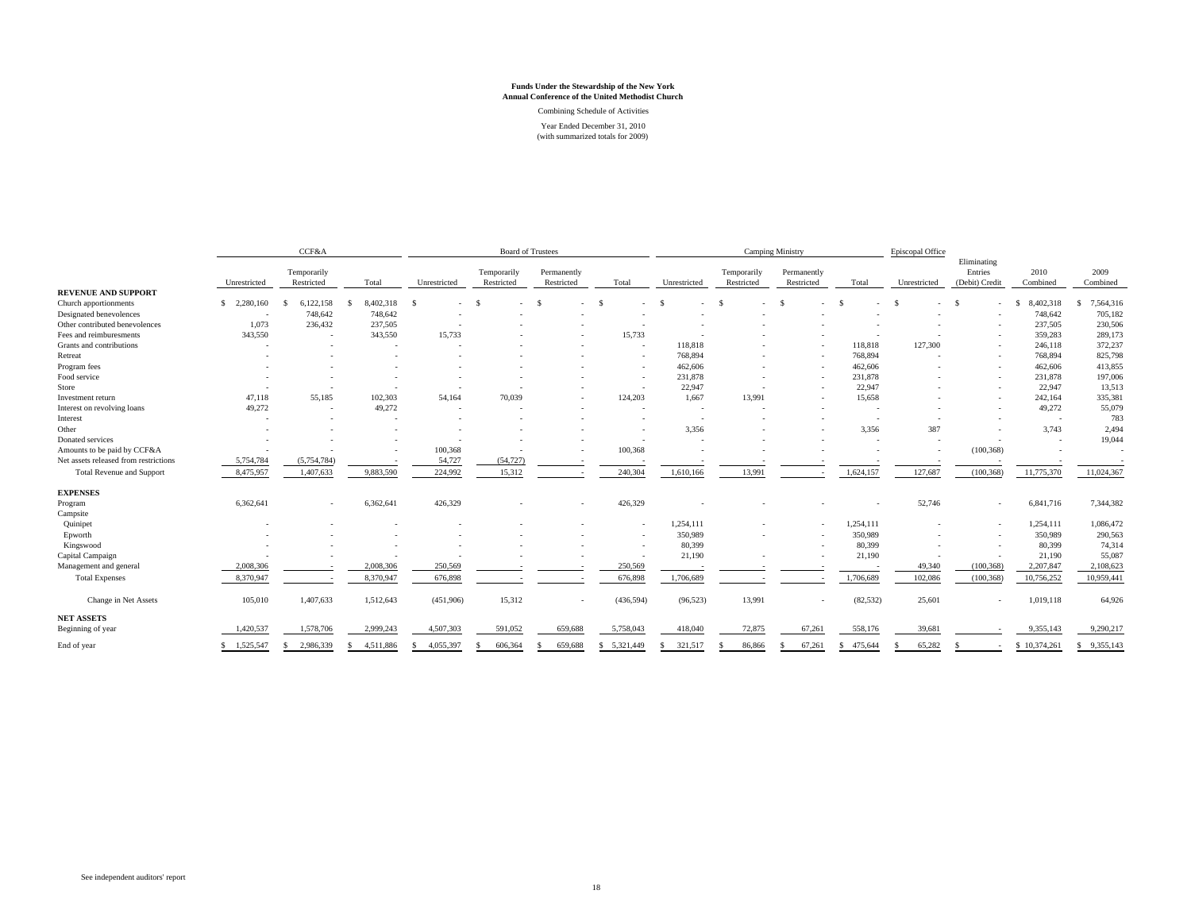**Funds Under the Stewardship of the New York Annual Conference of the United Methodist Church**

Combining Schedule of Activities

Year Ended December 31, 2010
(with summarized totals for 2009)

| | CCF&A | | | Board of Trustees | | | | Camping Ministry | | | | Episcopal Office | | | |
|---|---|---|---|---|---|---|---|---|---|---|---|---|---|---|---|
| | Unrestricted | Temporarily Restricted | Total | Unrestricted | Temporarily Restricted | Permanently Restricted | Total | Unrestricted | Temporarily Restricted | Permanently Restricted | Total | Unrestricted | Eliminating Entries (Debit) Credit | 2010 Combined | 2009 Combined |
| **REVENUE AND SUPPORT** | | | | | | | | | | | | | | | |
| Church apportionments | $ 2,280,160 | $ 6,122,158 | $ 8,402,318 | $ - | $ - | $ - | $ - | $ - | $ - | $ - | $ - | $ - | $ - | $ 8,402,318 | $ 7,564,316 |
| Designated benevolences | - | 748,642 | 748,642 | - | - | - | - | - | - | - | - | - | - | 748,642 | 705,182 |
| Other contributed benevolences | 1,073 | 236,432 | 237,505 | - | - | - | - | - | - | - | - | - | - | 237,505 | 230,506 |
| Fees and reimburesments | 343,550 | - | 343,550 | 15,733 | - | - | 15,733 | - | - | - | - | - | - | 359,283 | 289,173 |
| Grants and contributions | - | - | - | - | - | - | - | 118,818 | - | - | 118,818 | 127,300 | - | 246,118 | 372,237 |
| Retreat | - | - | - | - | - | - | - | 768,894 | - | - | 768,894 | - | - | 768,894 | 825,798 |
| Program fees | - | - | - | - | - | - | - | 462,606 | - | - | 462,606 | - | - | 462,606 | 413,855 |
| Food service | - | - | - | - | - | - | - | 231,878 | - | - | 231,878 | - | - | 231,878 | 197,006 |
| Store | - | - | - | - | - | - | - | 22,947 | - | - | 22,947 | - | - | 22,947 | 13,513 |
| Investment return | 47,118 | 55,185 | 102,303 | 54,164 | 70,039 | - | 124,203 | 1,667 | 13,991 | - | 15,658 | - | - | 242,164 | 335,381 |
| Interest on revolving loans | 49,272 | - | 49,272 | - | - | - | - | - | - | - | - | - | - | 49,272 | 55,079 |
| Interest | - | - | - | - | - | - | - | - | - | - | - | - | - | - | 783 |
| Other | - | - | - | - | - | - | - | 3,356 | - | - | 3,356 | 387 | - | 3,743 | 2,494 |
| Donated services | - | - | - | - | - | - | - | - | - | - | - | - | - | - | 19,044 |
| Amounts to be paid by CCF&A | - | - | - | 100,368 | - | - | 100,368 | - | - | - | - | - | (100,368) | - | - |
| Net assets released from restrictions | 5,754,784 | (5,754,784) | - | 54,727 | (54,727) | - | - | - | - | - | - | - | - | - | - |
| Total Revenue and Support | 8,475,957 | 1,407,633 | 9,883,590 | 224,992 | 15,312 | - | 240,304 | 1,610,166 | 13,991 | - | 1,624,157 | 127,687 | (100,368) | 11,775,370 | 11,024,367 |
| **EXPENSES** | | | | | | | | | | | | | | | |
| Program | 6,362,641 | - | 6,362,641 | 426,329 | - | - | 426,329 | - | - | - | - | 52,746 | - | 6,841,716 | 7,344,382 |
| Campsite | | | | | | | | | | | | | | | |
| Quinipet | - | - | - | - | - | - | - | 1,254,111 | - | - | 1,254,111 | - | - | 1,254,111 | 1,086,472 |
| Epworth | - | - | - | - | - | - | - | 350,989 | - | - | 350,989 | - | - | 350,989 | 290,563 |
| Kingswood | - | - | - | - | - | - | - | 80,399 | - | - | 80,399 | - | - | 80,399 | 74,314 |
| Capital Campaign | - | - | - | - | - | - | - | 21,190 | - | - | 21,190 | - | - | 21,190 | 55,087 |
| Management and general | 2,008,306 | - | 2,008,306 | 250,569 | - | - | 250,569 | - | - | - | - | 49,340 | (100,368) | 2,207,847 | 2,108,623 |
| Total Expenses | 8,370,947 | - | 8,370,947 | 676,898 | - | - | 676,898 | 1,706,689 | - | - | 1,706,689 | 102,086 | (100,368) | 10,756,252 | 10,959,441 |
| Change in Net Assets | 105,010 | 1,407,633 | 1,512,643 | (451,906) | 15,312 | - | (436,594) | (96,523) | 13,991 | - | (82,532) | 25,601 | - | 1,019,118 | 64,926 |
| **NET ASSETS** | | | | | | | | | | | | | | | |
| Beginning of year | 1,420,537 | 1,578,706 | 2,999,243 | 4,507,303 | 591,052 | 659,688 | 5,758,043 | 418,040 | 72,875 | 67,261 | 558,176 | 39,681 | - | 9,355,143 | 9,290,217 |
| End of year | $ 1,525,547 | $ 2,986,339 | $ 4,511,886 | $ 4,055,397 | $ 606,364 | $ 659,688 | $ 5,321,449 | $ 321,517 | $ 86,866 | $ 67,261 | $ 475,644 | $ 65,282 | $ - | $ 10,374,261 | $ 9,355,143 |

See independent auditors' report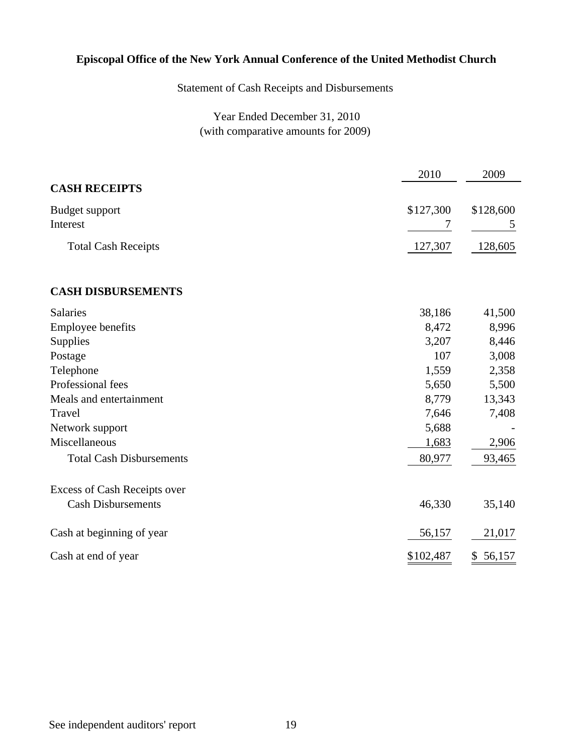**Episcopal Office of the New York Annual Conference of the United Methodist Church**

Statement of Cash Receipts and Disbursements

Year Ended December 31, 2010
(with comparative amounts for 2009)

| | 2010 | 2009 |
|---|---|---|
| **CASH RECEIPTS** | | |
| Budget support | $127,300 | $128,600 |
| Interest | 7 | 5 |
| Total Cash Receipts | 127,307 | 128,605 |
| **CASH DISBURSEMENTS** | | |
| Salaries | 38,186 | 41,500 |
| Employee benefits | 8,472 | 8,996 |
| Supplies | 3,207 | 8,446 |
| Postage | 107 | 3,008 |
| Telephone | 1,559 | 2,358 |
| Professional fees | 5,650 | 5,500 |
| Meals and entertainment | 8,779 | 13,343 |
| Travel | 7,646 | 7,408 |
| Network support | 5,688 | - |
| Miscellaneous | 1,683 | 2,906 |
| Total Cash Disbursements | 80,977 | 93,465 |
| Excess of Cash Receipts over Cash Disbursements | 46,330 | 35,140 |
| Cash at beginning of year | 56,157 | 21,017 |
| Cash at end of year | $102,487 | $ 56,157 |

See independent auditors' report